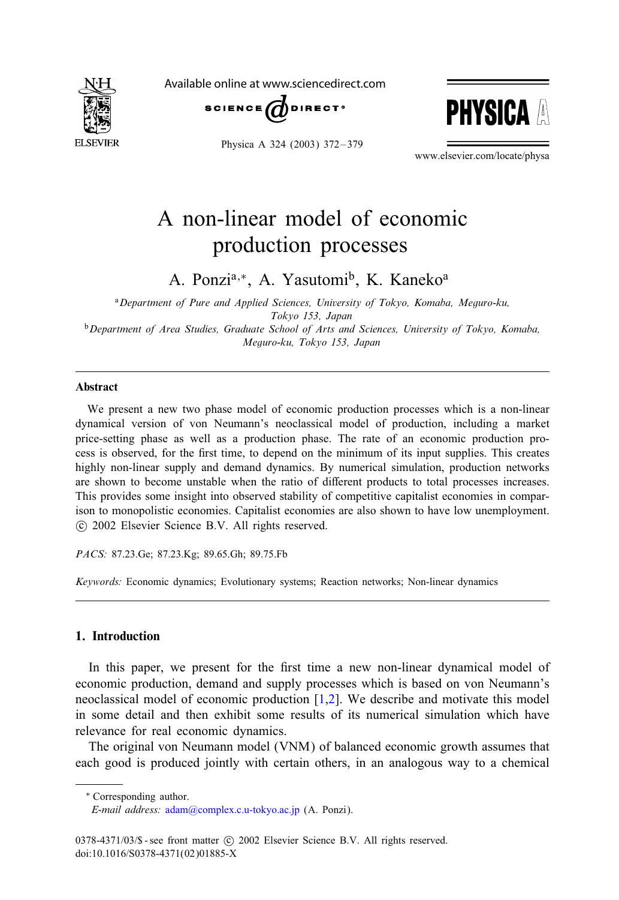# A non-linear model of economic production processes

A. Ponzi[a,*], A. Yasutomi[b], K. Kaneko[a]

[a] Department of Pure and Applied Sciences, University of Tokyo, Komaba, Meguro-ku, Tokyo 153, Japan

[b] Department of Area Studies, Graduate School of Arts and Sciences, University of Tokyo, Komaba, Meguro-ku, Tokyo 153, Japan

## Abstract

We present a new two phase model of economic production processes which is a non-linear dynamical version of von Neumann's neoclassical model of production, including a market price-setting phase as well as a production phase. The rate of an economic production process is observed, for the first time, to depend on the minimum of its input supplies. This creates highly non-linear supply and demand dynamics. By numerical simulation, production networks are shown to become unstable when the ratio of different products to total processes increases. This provides some insight into observed stability of competitive capitalist economies in comparison to monopolistic economies. Capitalist economies are also shown to have low unemployment. © 2002 Elsevier Science B.V. All rights reserved.

*PACS:* 87.23.Ge; 87.23.Kg; 89.65.Gh; 89.75.Fb

*Keywords:* Economic dynamics; Evolutionary systems; Reaction networks; Non-linear dynamics

## 1. Introduction

In this paper, we present for the first time a new non-linear dynamical model of economic production, demand and supply processes which is based on von Neumann's neoclassical model of economic production [1,2]. We describe and motivate this model in some detail and then exhibit some results of its numerical simulation which have relevance for real economic dynamics.

The original von Neumann model (VNM) of balanced economic growth assumes that each good is produced jointly with certain others, in an analogous way to a chemical

---

* Corresponding author.

*E-mail address:* adam@complex.c.u-tokyo.ac.jp (A. Ponzi).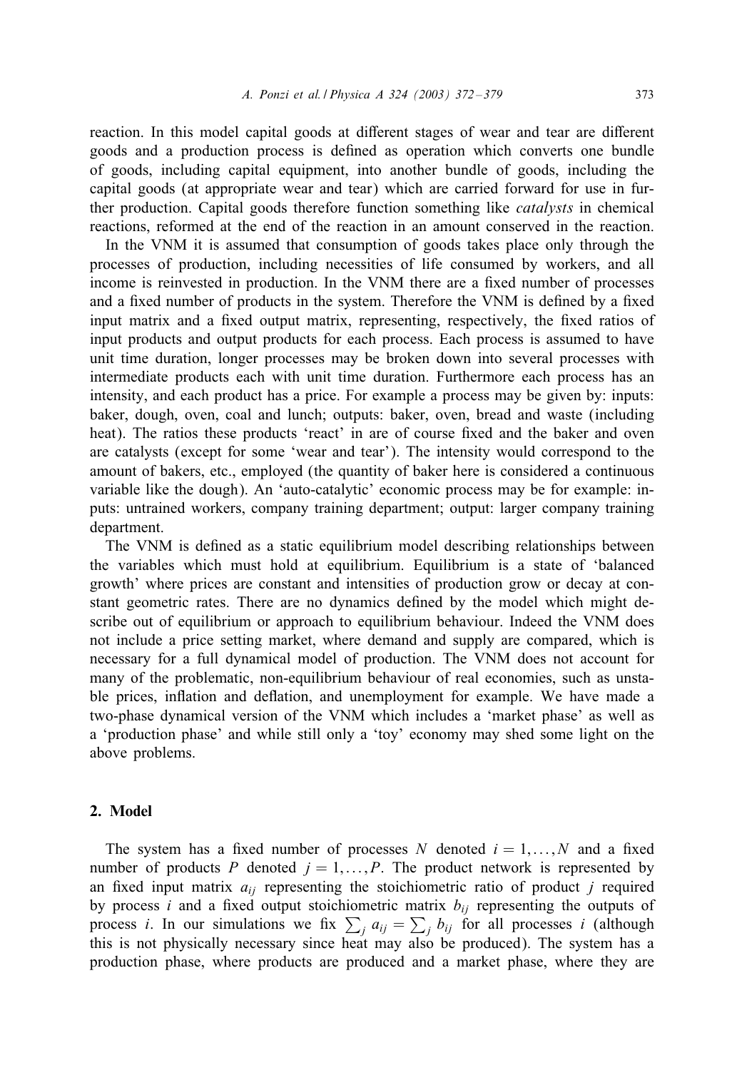reaction. In this model capital goods at different stages of wear and tear are different goods and a production process is defined as operation which converts one bundle of goods, including capital equipment, into another bundle of goods, including the capital goods (at appropriate wear and tear) which are carried forward for use in further production. Capital goods therefore function something like *catalysts* in chemical reactions, reformed at the end of the reaction in an amount conserved in the reaction.

In the VNM it is assumed that consumption of goods takes place only through the processes of production, including necessities of life consumed by workers, and all income is reinvested in production. In the VNM there are a fixed number of processes and a fixed number of products in the system. Therefore the VNM is defined by a fixed input matrix and a fixed output matrix, representing, respectively, the fixed ratios of input products and output products for each process. Each process is assumed to have unit time duration, longer processes may be broken down into several processes with intermediate products each with unit time duration. Furthermore each process has an intensity, and each product has a price. For example a process may be given by: inputs: baker, dough, oven, coal and lunch; outputs: baker, oven, bread and waste (including heat). The ratios these products 'react' in are of course fixed and the baker and oven are catalysts (except for some 'wear and tear'). The intensity would correspond to the amount of bakers, etc., employed (the quantity of baker here is considered a continuous variable like the dough). An 'auto-catalytic' economic process may be for example: inputs: untrained workers, company training department; output: larger company training department.

The VNM is defined as a static equilibrium model describing relationships between the variables which must hold at equilibrium. Equilibrium is a state of 'balanced growth' where prices are constant and intensities of production grow or decay at constant geometric rates. There are no dynamics defined by the model which might describe out of equilibrium or approach to equilibrium behaviour. Indeed the VNM does not include a price setting market, where demand and supply are compared, which is necessary for a full dynamical model of production. The VNM does not account for many of the problematic, non-equilibrium behaviour of real economies, such as unstable prices, inflation and deflation, and unemployment for example. We have made a two-phase dynamical version of the VNM which includes a 'market phase' as well as a 'production phase' and while still only a 'toy' economy may shed some light on the above problems.

## 2. Model

The system has a fixed number of processes $N$ denoted $i = 1, \ldots, N$ and a fixed number of products $P$ denoted $j = 1, \ldots, P$. The product network is represented by an fixed input matrix $a_{ij}$ representing the stoichiometric ratio of product $j$ required by process $i$ and a fixed output stoichiometric matrix $b_{ij}$ representing the outputs of process $i$. In our simulations we fix $\sum_j a_{ij} = \sum_j b_{ij}$ for all processes $i$ (although this is not physically necessary since heat may also be produced). The system has a production phase, where products are produced and a market phase, where they are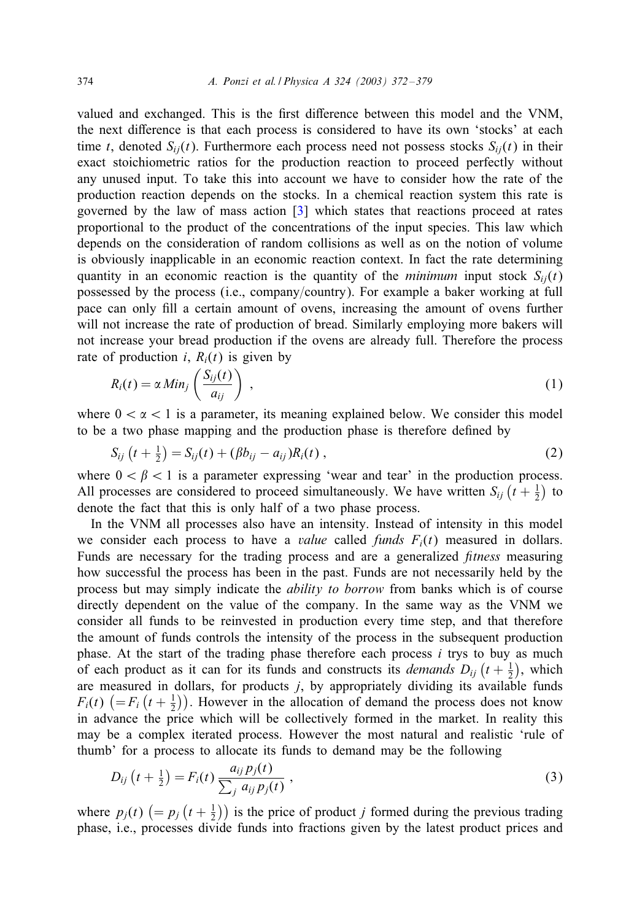valued and exchanged. This is the first difference between this model and the VNM, the next difference is that each process is considered to have its own 'stocks' at each time $t$, denoted $S_{ij}(t)$. Furthermore each process need not possess stocks $S_{ij}(t)$ in their exact stoichiometric ratios for the production reaction to proceed perfectly without any unused input. To take this into account we have to consider how the rate of the production reaction depends on the stocks. In a chemical reaction system this rate is governed by the law of mass action [3] which states that reactions proceed at rates proportional to the product of the concentrations of the input species. This law which depends on the consideration of random collisions as well as on the notion of volume is obviously inapplicable in an economic reaction context. In fact the rate determining quantity in an economic reaction is the quantity of the *minimum* input stock $S_{ij}(t)$ possessed by the process (i.e., company/country). For example a baker working at full pace can only fill a certain amount of ovens, increasing the amount of ovens further will not increase the rate of production of bread. Similarly employing more bakers will not increase your bread production if the ovens are already full. Therefore the process rate of production $i$, $R_i(t)$ is given by

$$R_i(t) = \alpha \, Min_j \left( \frac{S_{ij}(t)}{a_{ij}} \right) , \tag{1}$$

where $0 < \alpha < 1$ is a parameter, its meaning explained below. We consider this model to be a two phase mapping and the production phase is therefore defined by

$$S_{ij}\left(t + \tfrac{1}{2}\right) = S_{ij}(t) + (\beta b_{ij} - a_{ij}) R_i(t) , \tag{2}$$

where $0 < \beta < 1$ is a parameter expressing 'wear and tear' in the production process. All processes are considered to proceed simultaneously. We have written $S_{ij}\left(t + \tfrac{1}{2}\right)$ to denote the fact that this is only half of a two phase process.

In the VNM all processes also have an intensity. Instead of intensity in this model we consider each process to have a *value* called *funds* $F_i(t)$ measured in dollars. Funds are necessary for the trading process and are a generalized *fitness* measuring how successful the process has been in the past. Funds are not necessarily held by the process but may simply indicate the *ability to borrow* from banks which is of course directly dependent on the value of the company. In the same way as the VNM we consider all funds to be reinvested in production every time step, and that therefore the amount of funds controls the intensity of the process in the subsequent production phase. At the start of the trading phase therefore each process $i$ trys to buy as much of each product as it can for its funds and constructs its *demands* $D_{ij}\left(t + \tfrac{1}{2}\right)$, which are measured in dollars, for products $j$, by appropriately dividing its available funds $F_i(t)$ $\left(= F_i\left(t + \tfrac{1}{2}\right)\right)$. However in the allocation of demand the process does not know in advance the price which will be collectively formed in the market. In reality this may be a complex iterated process. However the most natural and realistic 'rule of thumb' for a process to allocate its funds to demand may be the following

$$D_{ij}\left(t + \tfrac{1}{2}\right) = F_i(t) \frac{a_{ij} p_j(t)}{\sum_j a_{ij} p_j(t)} , \tag{3}$$

where $p_j(t)$ $\left(= p_j\left(t + \tfrac{1}{2}\right)\right)$ is the price of product $j$ formed during the previous trading phase, i.e., processes divide funds into fractions given by the latest product prices and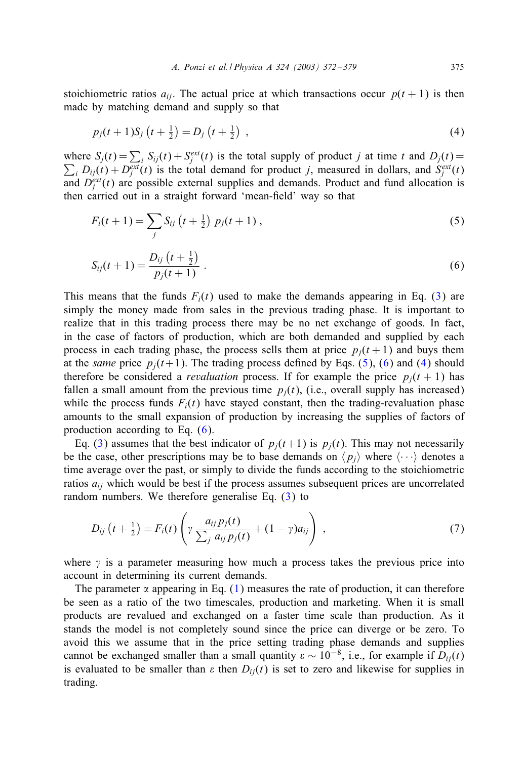stoichiometric ratios $a_{ij}$. The actual price at which transactions occur $p(t+1)$ is then made by matching demand and supply so that

$$p_j(t+1)S_j\left(t+\tfrac{1}{2}\right) = D_j\left(t+\tfrac{1}{2}\right) , \tag{4}$$

where $S_j(t) = \sum_i S_{ij}(t) + S_j^{ext}(t)$ is the total supply of product $j$ at time $t$ and $D_j(t) = \sum_i D_{ij}(t) + D_j^{ext}(t)$ is the total demand for product $j$, measured in dollars, and $S_j^{ext}(t)$ and $D_j^{ext}(t)$ are possible external supplies and demands. Product and fund allocation is then carried out in a straight forward 'mean-field' way so that

$$F_i(t+1) = \sum_j S_{ij}\left(t+\tfrac{1}{2}\right) p_j(t+1) , \tag{5}$$

$$S_{ij}(t+1) = \frac{D_{ij}\left(t+\tfrac{1}{2}\right)}{p_j(t+1)} . \tag{6}$$

This means that the funds $F_i(t)$ used to make the demands appearing in Eq. (3) are simply the money made from sales in the previous trading phase. It is important to realize that in this trading process there may be no net exchange of goods. In fact, in the case of factors of production, which are both demanded and supplied by each process in each trading phase, the process sells them at price $p_j(t+1)$ and buys them at the *same* price $p_j(t+1)$. The trading process defined by Eqs. (5), (6) and (4) should therefore be considered a *revaluation* process. If for example the price $p_j(t+1)$ has fallen a small amount from the previous time $p_j(t)$, (i.e., overall supply has increased) while the process funds $F_i(t)$ have stayed constant, then the trading-revaluation phase amounts to the small expansion of production by increasing the supplies of factors of production according to Eq. (6).

Eq. (3) assumes that the best indicator of $p_j(t+1)$ is $p_j(t)$. This may not necessarily be the case, other prescriptions may be to base demands on $\langle p_j \rangle$ where $\langle \cdots \rangle$ denotes a time average over the past, or simply to divide the funds according to the stoichiometric ratios $a_{ij}$ which would be best if the process assumes subsequent prices are uncorrelated random numbers. We therefore generalise Eq. (3) to

$$D_{ij}\left(t+\tfrac{1}{2}\right) = F_i(t)\left(\gamma \frac{a_{ij}\, p_j(t)}{\sum_j a_{ij}\, p_j(t)} + (1-\gamma)a_{ij}\right) , \tag{7}$$

where $\gamma$ is a parameter measuring how much a process takes the previous price into account in determining its current demands.

The parameter $\alpha$ appearing in Eq. (1) measures the rate of production, it can therefore be seen as a ratio of the two timescales, production and marketing. When it is small products are revalued and exchanged on a faster time scale than production. As it stands the model is not completely sound since the price can diverge or be zero. To avoid this we assume that in the price setting trading phase demands and supplies cannot be exchanged smaller than a small quantity $\varepsilon \sim 10^{-8}$, i.e., for example if $D_{ij}(t)$ is evaluated to be smaller than $\varepsilon$ then $D_{ij}(t)$ is set to zero and likewise for supplies in trading.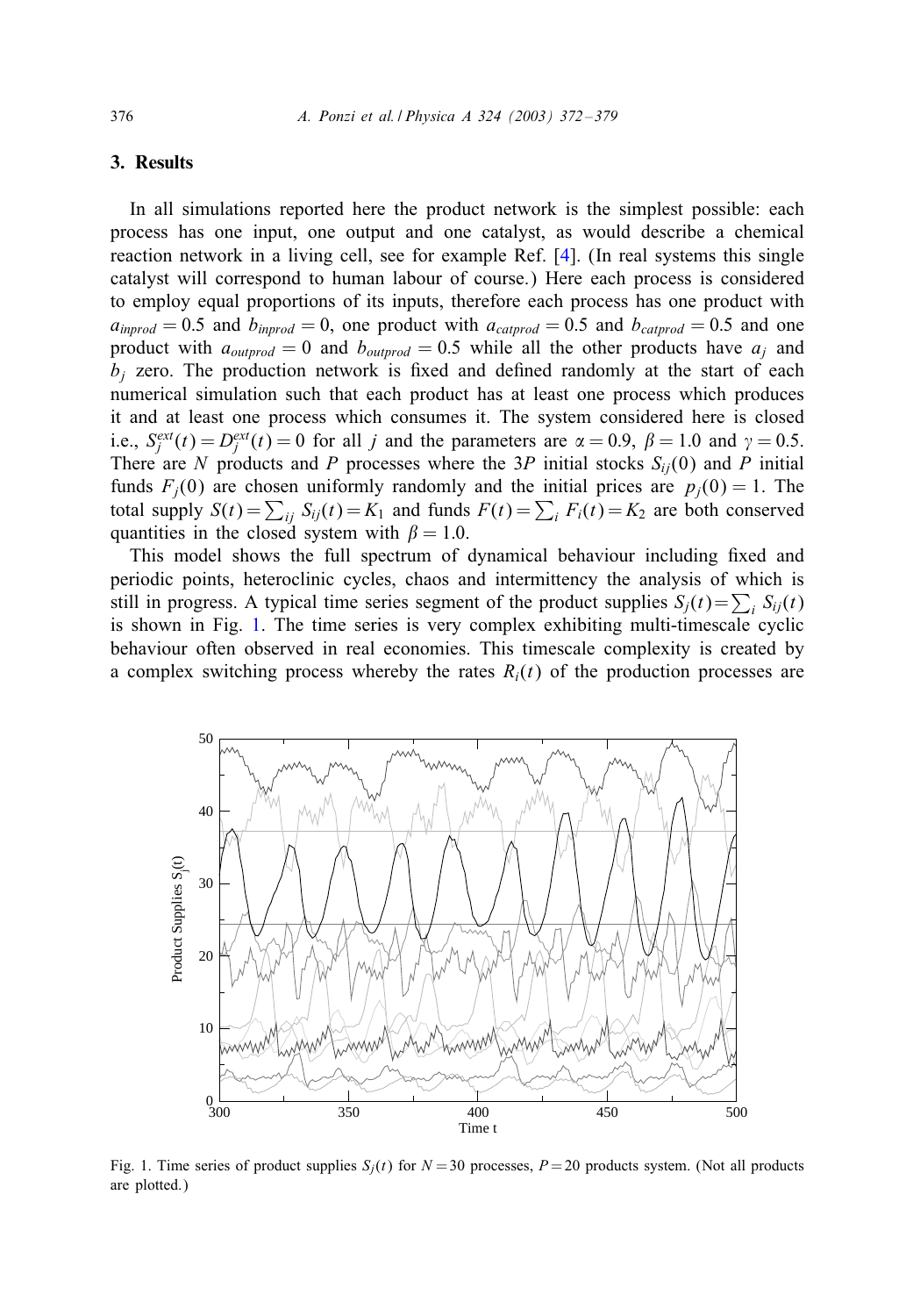## 3. Results

In all simulations reported here the product network is the simplest possible: each process has one input, one output and one catalyst, as would describe a chemical reaction network in a living cell, see for example Ref. [4]. (In real systems this single catalyst will correspond to human labour of course.) Here each process is considered to employ equal proportions of its inputs, therefore each process has one product with $a_{inprod} = 0.5$ and $b_{inprod} = 0$, one product with $a_{catprod} = 0.5$ and $b_{catprod} = 0.5$ and one product with $a_{outprod} = 0$ and $b_{outprod} = 0.5$ while all the other products have $a_j$ and $b_j$ zero. The production network is fixed and defined randomly at the start of each numerical simulation such that each product has at least one process which produces it and at least one process which consumes it. The system considered here is closed i.e., $S_j^{ext}(t) = D_j^{ext}(t) = 0$ for all $j$ and the parameters are $\alpha = 0.9$, $\beta = 1.0$ and $\gamma = 0.5$. There are $N$ products and $P$ processes where the $3P$ initial stocks $S_{ij}(0)$ and $P$ initial funds $F_j(0)$ are chosen uniformly randomly and the initial prices are $p_j(0) = 1$. The total supply $S(t) = \sum_{ij} S_{ij}(t) = K_1$ and funds $F(t) = \sum_i F_i(t) = K_2$ are both conserved quantities in the closed system with $\beta = 1.0$.

This model shows the full spectrum of dynamical behaviour including fixed and periodic points, heteroclinic cycles, chaos and intermittency the analysis of which is still in progress. A typical time series segment of the product supplies $S_j(t) = \sum_i S_{ij}(t)$ is shown in Fig. 1. The time series is very complex exhibiting multi-timescale cyclic behaviour often observed in real economies. This timescale complexity is created by a complex switching process whereby the rates $R_i(t)$ of the production processes are

Fig. 1. Time series of product supplies $S_j(t)$ for $N = 30$ processes, $P = 20$ products system. (Not all products are plotted.)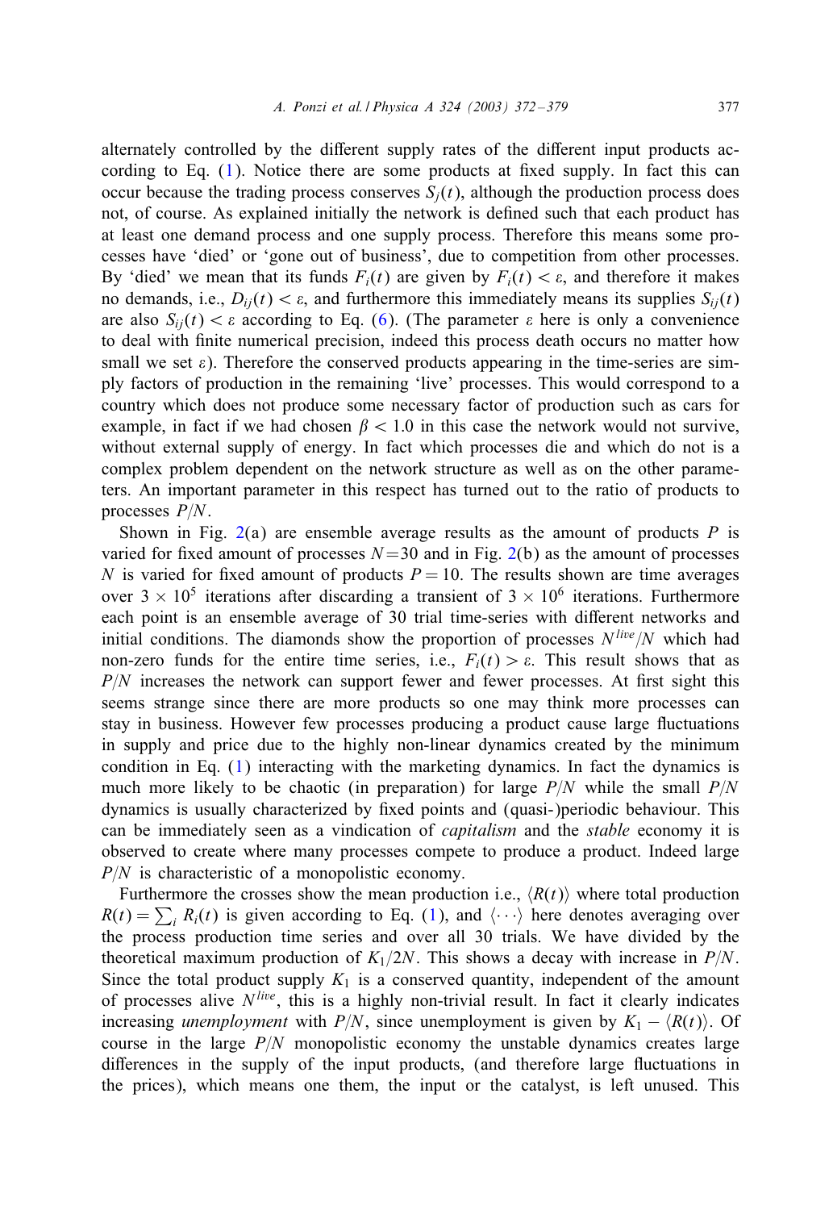alternately controlled by the different supply rates of the different input products according to Eq. (1). Notice there are some products at fixed supply. In fact this can occur because the trading process conserves $S_j(t)$, although the production process does not, of course. As explained initially the network is defined such that each product has at least one demand process and one supply process. Therefore this means some processes have 'died' or 'gone out of business', due to competition from other processes. By 'died' we mean that its funds $F_i(t)$ are given by $F_i(t) < \varepsilon$, and therefore it makes no demands, i.e., $D_{ij}(t) < \varepsilon$, and furthermore this immediately means its supplies $S_{ij}(t)$ are also $S_{ij}(t) < \varepsilon$ according to Eq. (6). (The parameter $\varepsilon$ here is only a convenience to deal with finite numerical precision, indeed this process death occurs no matter how small we set $\varepsilon$). Therefore the conserved products appearing in the time-series are simply factors of production in the remaining 'live' processes. This would correspond to a country which does not produce some necessary factor of production such as cars for example, in fact if we had chosen $\beta < 1.0$ in this case the network would not survive, without external supply of energy. In fact which processes die and which do not is a complex problem dependent on the network structure as well as on the other parameters. An important parameter in this respect has turned out to the ratio of products to processes $P/N$.

Shown in Fig. 2(a) are ensemble average results as the amount of products $P$ is varied for fixed amount of processes $N = 30$ and in Fig. 2(b) as the amount of processes $N$ is varied for fixed amount of products $P = 10$. The results shown are time averages over $3 \times 10^5$ iterations after discarding a transient of $3 \times 10^6$ iterations. Furthermore each point is an ensemble average of 30 trial time-series with different networks and initial conditions. The diamonds show the proportion of processes $N^{live}/N$ which had non-zero funds for the entire time series, i.e., $F_i(t) > \varepsilon$. This result shows that as $P/N$ increases the network can support fewer and fewer processes. At first sight this seems strange since there are more products so one may think more processes can stay in business. However few processes producing a product cause large fluctuations in supply and price due to the highly non-linear dynamics created by the minimum condition in Eq. (1) interacting with the marketing dynamics. In fact the dynamics is much more likely to be chaotic (in preparation) for large $P/N$ while the small $P/N$ dynamics is usually characterized by fixed points and (quasi-)periodic behaviour. This can be immediately seen as a vindication of *capitalism* and the *stable* economy it is observed to create where many processes compete to produce a product. Indeed large $P/N$ is characteristic of a monopolistic economy.

Furthermore the crosses show the mean production i.e., $\langle R(t) \rangle$ where total production $R(t) = \sum_i R_i(t)$ is given according to Eq. (1), and $\langle \cdots \rangle$ here denotes averaging over the process production time series and over all 30 trials. We have divided by the theoretical maximum production of $K_1/2N$. This shows a decay with increase in $P/N$. Since the total product supply $K_1$ is a conserved quantity, independent of the amount of processes alive $N^{live}$, this is a highly non-trivial result. In fact it clearly indicates increasing *unemployment* with $P/N$, since unemployment is given by $K_1 - \langle R(t) \rangle$. Of course in the large $P/N$ monopolistic economy the unstable dynamics creates large differences in the supply of the input products, (and therefore large fluctuations in the prices), which means one them, the input or the catalyst, is left unused. This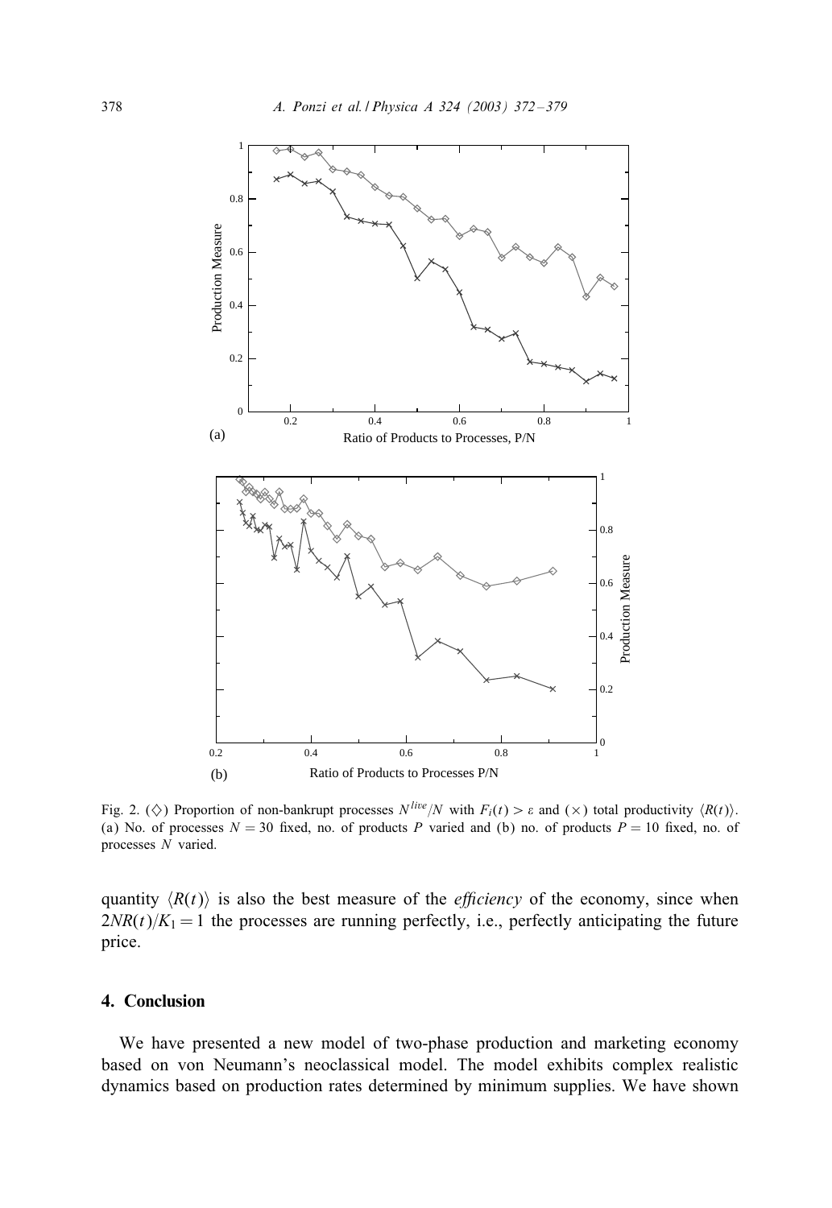Fig. 2. ($\diamond$) Proportion of non-bankrupt processes $N^{live}/N$ with $F_i(t) > \varepsilon$ and ($\times$) total productivity $\langle R(t) \rangle$. (a) No. of processes $N = 30$ fixed, no. of products $P$ varied and (b) no. of products $P = 10$ fixed, no. of processes $N$ varied.

quantity $\langle R(t) \rangle$ is also the best measure of the *efficiency* of the economy, since when $2NR(t)/K_1 = 1$ the processes are running perfectly, i.e., perfectly anticipating the future price.

## 4. Conclusion

We have presented a new model of two-phase production and marketing economy based on von Neumann's neoclassical model. The model exhibits complex realistic dynamics based on production rates determined by minimum supplies. We have shown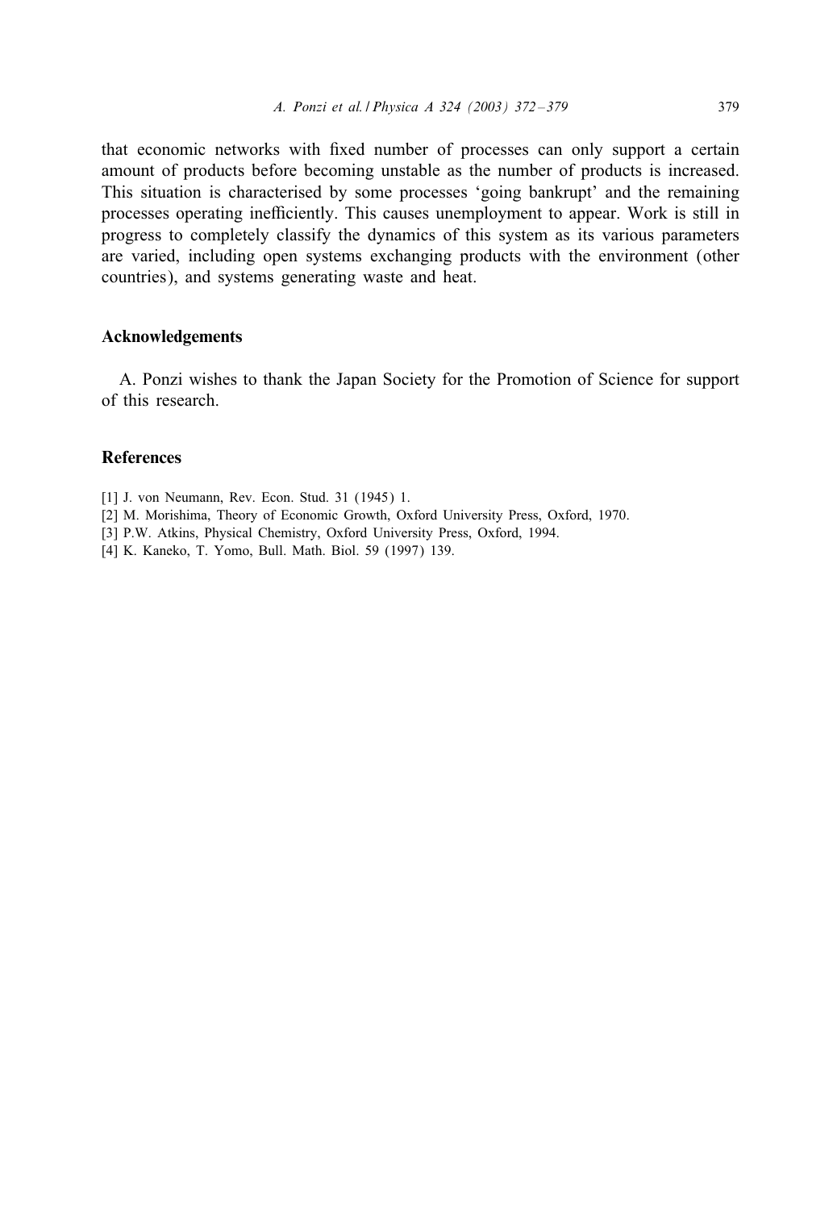that economic networks with fixed number of processes can only support a certain amount of products before becoming unstable as the number of products is increased. This situation is characterised by some processes 'going bankrupt' and the remaining processes operating inefficiently. This causes unemployment to appear. Work is still in progress to completely classify the dynamics of this system as its various parameters are varied, including open systems exchanging products with the environment (other countries), and systems generating waste and heat.

## Acknowledgements

A. Ponzi wishes to thank the Japan Society for the Promotion of Science for support of this research.

## References

[1] J. von Neumann, Rev. Econ. Stud. 31 (1945) 1.

[2] M. Morishima, Theory of Economic Growth, Oxford University Press, Oxford, 1970.

[3] P.W. Atkins, Physical Chemistry, Oxford University Press, Oxford, 1994.

[4] K. Kaneko, T. Yomo, Bull. Math. Biol. 59 (1997) 139.